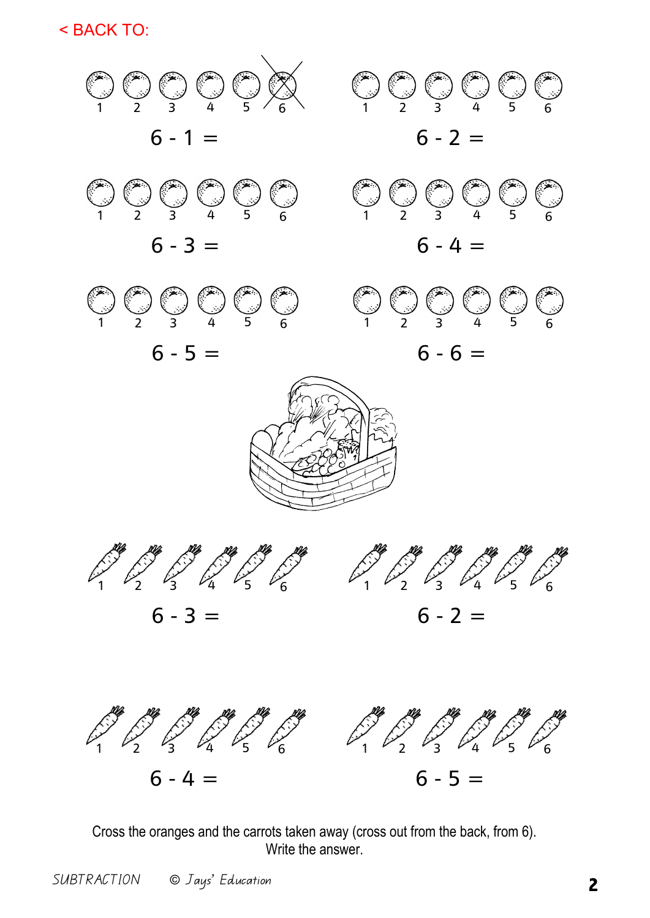< BACK TO:

1 2 3 4 5 6

$6 - 1 =$

1 2 3 4 5 6

$6 - 2 =$

1 2 3 4 5 6

$6 - 3 =$

1 2 3 4 5 6

$6 - 4 =$

1 2 3 4 5 6

$6 - 5 =$

1 2 3 4 5 6

$6 - 6 =$

1 2 3 4 5 6

$6 - 3 =$

1 2 3 4 5 6

$6 - 2 =$

1 2 3 4 5 6

$6 - 4 =$

1 2 3 4 5 6

$6 - 5 =$

Cross the oranges and the carrots taken away (cross out from the back, from 6).
Write the answer.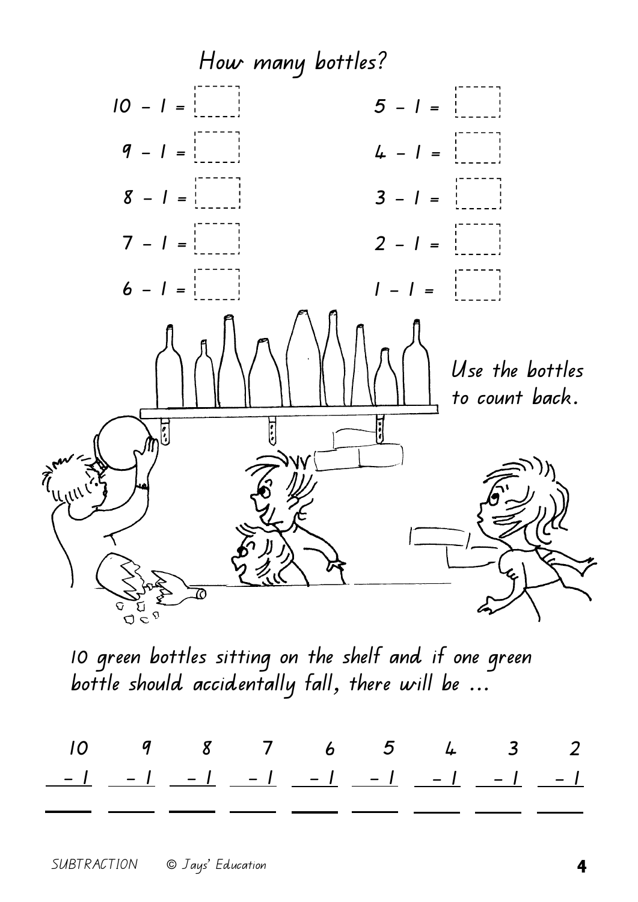# How many bottles?

$10 - 1 =$ ☐

$9 - 1 =$ ☐

$8 - 1 =$ ☐

$7 - 1 =$ ☐

$6 - 1 =$ ☐

$5 - 1 =$ ☐

$4 - 1 =$ ☐

$3 - 1 =$ ☐

$2 - 1 =$ ☐

$1 - 1 =$ ☐

Use the bottles to count back.

10 green bottles sitting on the shelf and if one green bottle should accidentally fall, there will be ...

| 10 | 9 | 8 | 7 | 6 | 5 | 4 | 3 | 2 |
|---|---|---|---|---|---|---|---|---|
| − 1 | − 1 | − 1 | − 1 | − 1 | − 1 | − 1 | − 1 | − 1 |
| ___ | ___ | ___ | ___ | ___ | ___ | ___ | ___ | ___ |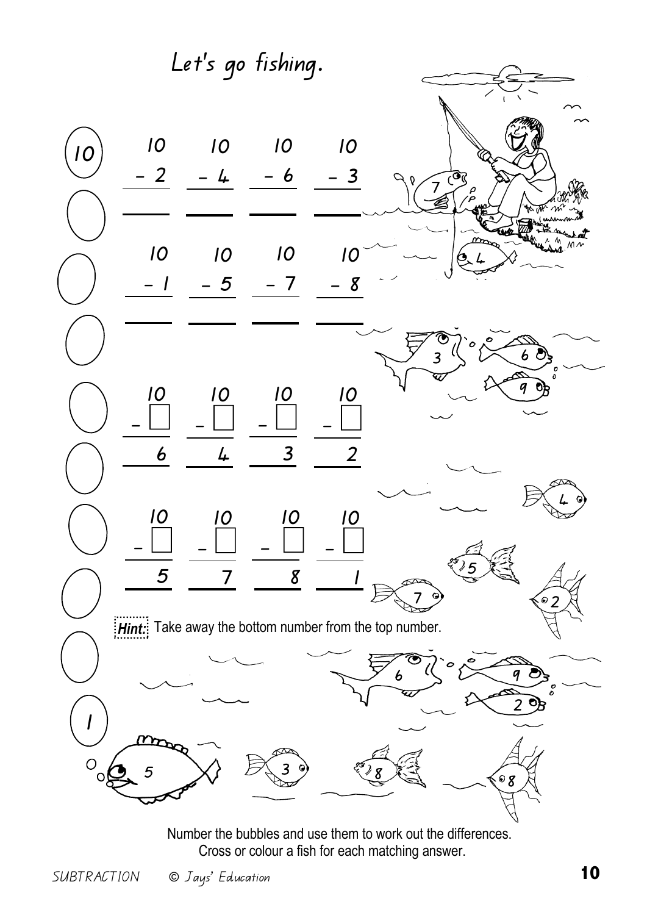# Let's go fishing.

10

| 10 | 10 | 10 | 10 |
|---|---|---|---|
| − 2 | − 4 | − 6 | − 3 |
| ___ | ___ | ___ | ___ |

| 10 | 10 | 10 | 10 |
|---|---|---|---|
| − 1 | − 5 | − 7 | − 8 |
| ___ | ___ | ___ | ___ |

| 10 | 10 | 10 | 10 |
|---|---|---|---|
| − ☐ | − ☐ | − ☐ | − ☐ |
| 6 | 4 | 3 | 2 |

| 10 | 10 | 10 | 10 |
|---|---|---|---|
| − ☐ | − ☐ | − ☐ | − ☐ |
| 5 | 7 | 8 | 1 |

1

**Hint:** Take away the bottom number from the top number.

Number the bubbles and use them to work out the differences.
Cross or colour a fish for each matching answer.

SUBTRACTION © Jays' Education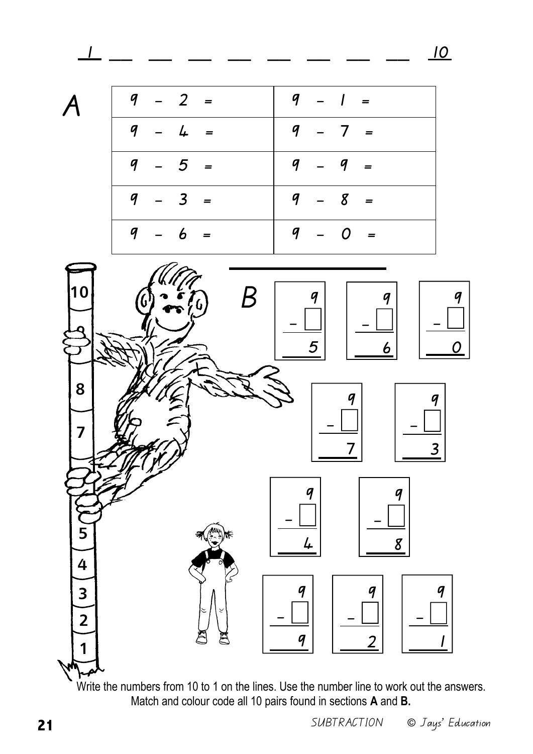1 ___ ___ ___ ___ ___ ___ ___ ___ 10

**A**

| | |
|---|---|
| 9 – 2 = | 9 – 1 = |
| 9 – 4 = | 9 – 7 = |
| 9 – 5 = | 9 – 9 = |
| 9 – 3 = | 9 – 8 = |
| 9 – 6 = | 9 – 0 = |

**B**

| | | |
|---|---|---|
| 9 – ☐ = 5 | 9 – ☐ = 6 | 9 – ☐ = 0 |
| 9 – ☐ = 7 | 9 – ☐ = 3 | |
| 9 – ☐ = 4 | 9 – ☐ = 8 | |
| 9 – ☐ = 9 | 9 – ☐ = 2 | 9 – ☐ = 1 |

10, 9, 8, 7, 5, 4, 3, 2, 1

Write the numbers from 10 to 1 on the lines. Use the number line to work out the answers. Match and colour code all 10 pairs found in sections **A** and **B.**

SUBTRACTION © Jays' Education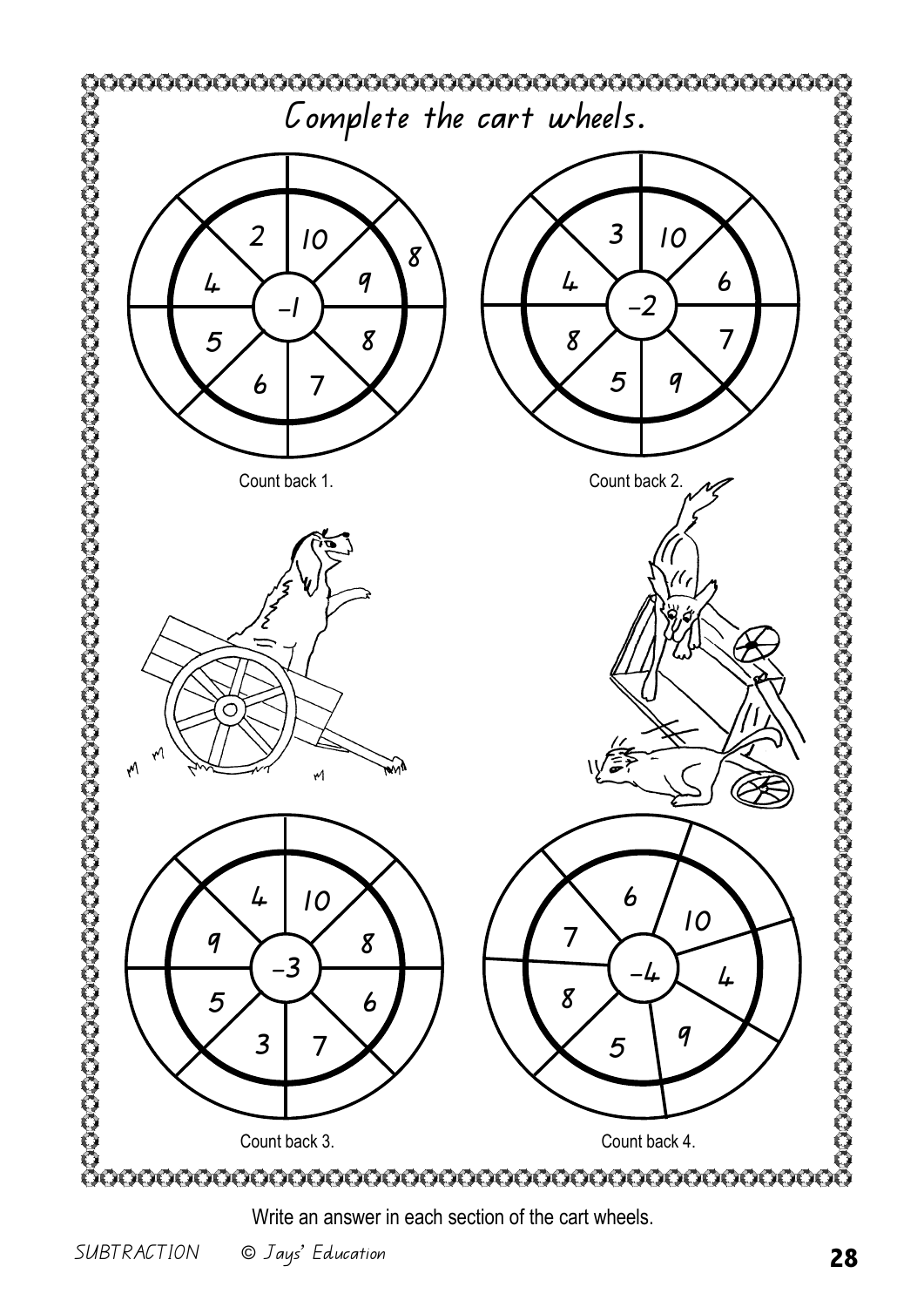# Complete the cart wheels.

−1

2, 10, 9, 8, 7, 6, 5, 4

8

Count back 1.

−2

3, 10, 6, 7, 9, 5, 8, 4

Count back 2.

−3

4, 10, 8, 6, 7, 3, 5, 9

Count back 3.

−4

6, 10, 4, 9, 5, 8, 7

Count back 4.

Write an answer in each section of the cart wheels.

SUBTRACTION © Jays' Education